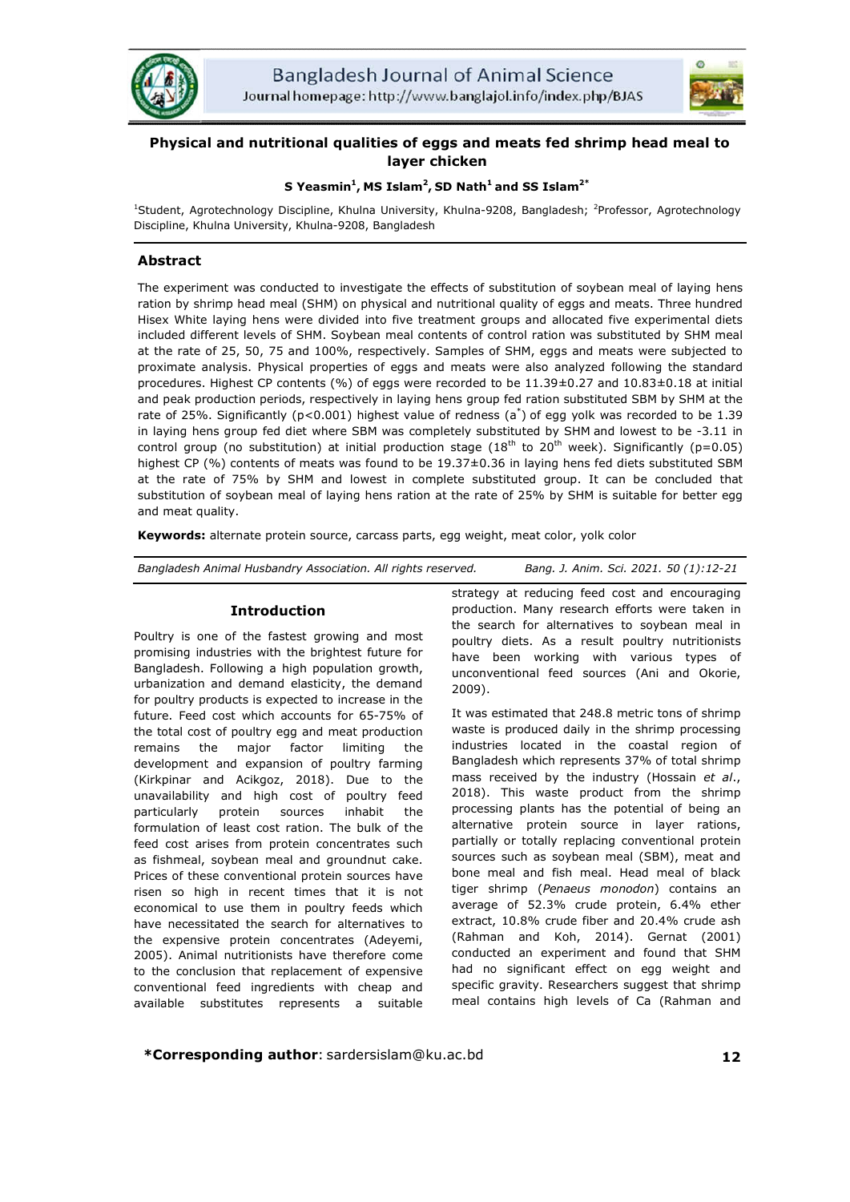# Physical and nutritional qualities of eggs and meats fed shrimp head meal to layer chicken

**S Yeasmin[1], MS Islam[2], SD Nath[1] and SS Islam[2*]**

[1]Student, Agrotechnology Discipline, Khulna University, Khulna-9208, Bangladesh; [2]Professor, Agrotechnology Discipline, Khulna University, Khulna-9208, Bangladesh

## Abstract

The experiment was conducted to investigate the effects of substitution of soybean meal of laying hens ration by shrimp head meal (SHM) on physical and nutritional quality of eggs and meats. Three hundred Hisex White laying hens were divided into five treatment groups and allocated five experimental diets included different levels of SHM. Soybean meal contents of control ration was substituted by SHM meal at the rate of 25, 50, 75 and 100%, respectively. Samples of SHM, eggs and meats were subjected to proximate analysis. Physical properties of eggs and meats were also analyzed following the standard procedures. Highest CP contents (%) of eggs were recorded to be 11.39±0.27 and 10.83±0.18 at initial and peak production periods, respectively in laying hens group fed ration substituted SBM by SHM at the rate of 25%. Significantly ($p<0.001$) highest value of redness ($a^*$) of egg yolk was recorded to be 1.39 in laying hens group fed diet where SBM was completely substituted by SHM and lowest to be -3.11 in control group (no substitution) at initial production stage (18$^{th}$ to 20$^{th}$ week). Significantly ($p=0.05$) highest CP (%) contents of meats was found to be 19.37±0.36 in laying hens fed diets substituted SBM at the rate of 75% by SHM and lowest in complete substituted group. It can be concluded that substitution of soybean meal of laying hens ration at the rate of 25% by SHM is suitable for better egg and meat quality.

**Keywords:** alternate protein source, carcass parts, egg weight, meat color, yolk color

*Bangladesh Animal Husbandry Association. All rights reserved.* *Bang. J. Anim. Sci. 2021. 50 (1):12-21*

## Introduction

Poultry is one of the fastest growing and most promising industries with the brightest future for Bangladesh. Following a high population growth, urbanization and demand elasticity, the demand for poultry products is expected to increase in the future. Feed cost which accounts for 65-75% of the total cost of poultry egg and meat production remains the major factor limiting the development and expansion of poultry farming (Kirkpinar and Acikgoz, 2018). Due to the unavailability and high cost of poultry feed particularly protein sources inhabit the formulation of least cost ration. The bulk of the feed cost arises from protein concentrates such as fishmeal, soybean meal and groundnut cake. Prices of these conventional protein sources have risen so high in recent times that it is not economical to use them in poultry feeds which have necessitated the search for alternatives to the expensive protein concentrates (Adeyemi, 2005). Animal nutritionists have therefore come to the conclusion that replacement of expensive conventional feed ingredients with cheap and available substitutes represents a suitable strategy at reducing feed cost and encouraging production. Many research efforts were taken in the search for alternatives to soybean meal in poultry diets. As a result poultry nutritionists have been working with various types of unconventional feed sources (Ani and Okorie, 2009).

It was estimated that 248.8 metric tons of shrimp waste is produced daily in the shrimp processing industries located in the coastal region of Bangladesh which represents 37% of total shrimp mass received by the industry (Hossain *et al.*, 2018). This waste product from the shrimp processing plants has the potential of being an alternative protein source in layer rations, partially or totally replacing conventional protein sources such as soybean meal (SBM), meat and bone meal and fish meal. Head meal of black tiger shrimp (*Penaeus monodon*) contains an average of 52.3% crude protein, 6.4% ether extract, 10.8% crude fiber and 20.4% crude ash (Rahman and Koh, 2014). Gernat (2001) conducted an experiment and found that SHM had no significant effect on egg weight and specific gravity. Researchers suggest that shrimp meal contains high levels of Ca (Rahman and

**\*Corresponding author**: sardersislam@ku.ac.bd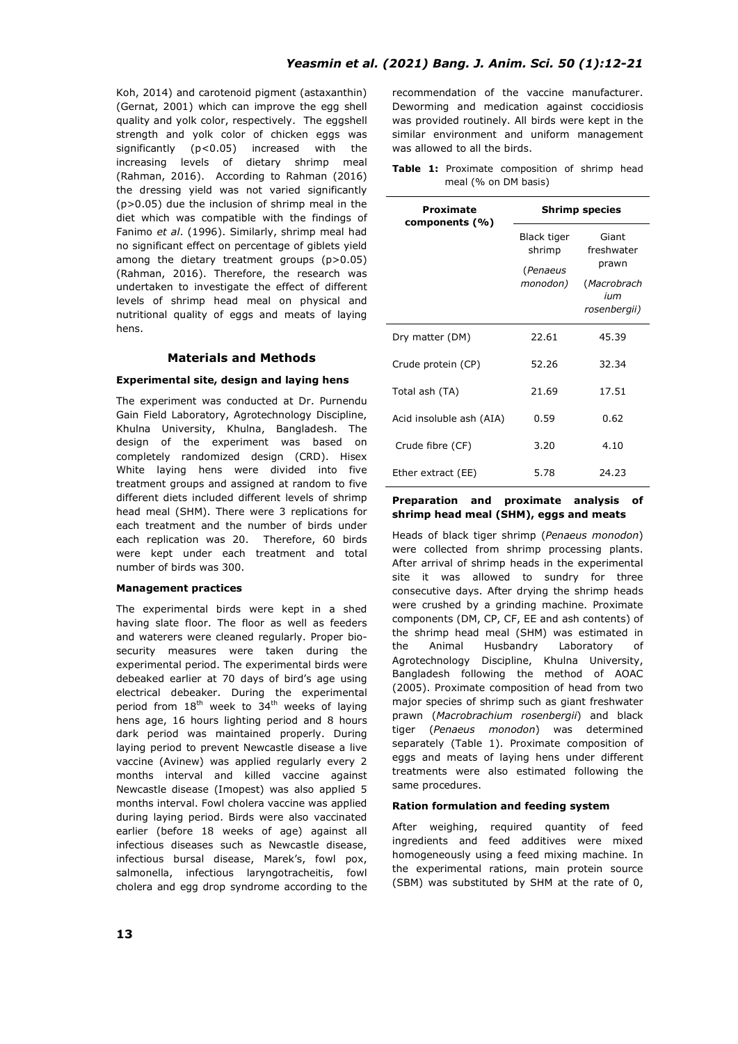Koh, 2014) and carotenoid pigment (astaxanthin) (Gernat, 2001) which can improve the egg shell quality and yolk color, respectively. The eggshell strength and yolk color of chicken eggs was significantly ($p<0.05$) increased with the increasing levels of dietary shrimp meal (Rahman, 2016). According to Rahman (2016) the dressing yield was not varied significantly ($p>0.05$) due the inclusion of shrimp meal in the diet which was compatible with the findings of Fanimo *et al*. (1996). Similarly, shrimp meal had no significant effect on percentage of giblets yield among the dietary treatment groups ($p>0.05$) (Rahman, 2016). Therefore, the research was undertaken to investigate the effect of different levels of shrimp head meal on physical and nutritional quality of eggs and meats of laying hens.

## Materials and Methods

### Experimental site, design and laying hens

The experiment was conducted at Dr. Purnendu Gain Field Laboratory, Agrotechnology Discipline, Khulna University, Khulna, Bangladesh. The design of the experiment was based on completely randomized design (CRD). Hisex White laying hens were divided into five treatment groups and assigned at random to five different diets included different levels of shrimp head meal (SHM). There were 3 replications for each treatment and the number of birds under each replication was 20. Therefore, 60 birds were kept under each treatment and total number of birds was 300.

### Management practices

The experimental birds were kept in a shed having slate floor. The floor as well as feeders and waterers were cleaned regularly. Proper bio-security measures were taken during the experimental period. The experimental birds were debeaked earlier at 70 days of bird's age using electrical debeaker. During the experimental period from 18th week to 34th weeks of laying hens age, 16 hours lighting period and 8 hours dark period was maintained properly. During laying period to prevent Newcastle disease a live vaccine (Avinew) was applied regularly every 2 months interval and killed vaccine against Newcastle disease (Imopest) was also applied 5 months interval. Fowl cholera vaccine was applied during laying period. Birds were also vaccinated earlier (before 18 weeks of age) against all infectious diseases such as Newcastle disease, infectious bursal disease, Marek's, fowl pox, salmonella, infectious laryngotracheitis, fowl cholera and egg drop syndrome according to the recommendation of the vaccine manufacturer. Deworming and medication against coccidiosis was provided routinely. All birds were kept in the similar environment and uniform management was allowed to all the birds.

**Table 1:** Proximate composition of shrimp head meal (% on DM basis)

| Proximate components (%) | Shrimp species | |
|---|---|---|
| | Black tiger shrimp (*Penaeus monodon*) | Giant freshwater prawn (*Macrobrachium rosenbergii*) |
| Dry matter (DM) | 22.61 | 45.39 |
| Crude protein (CP) | 52.26 | 32.34 |
| Total ash (TA) | 21.69 | 17.51 |
| Acid insoluble ash (AIA) | 0.59 | 0.62 |
| Crude fibre (CF) | 3.20 | 4.10 |
| Ether extract (EE) | 5.78 | 24.23 |

### Preparation and proximate analysis of shrimp head meal (SHM), eggs and meats

Heads of black tiger shrimp (*Penaeus monodon*) were collected from shrimp processing plants. After arrival of shrimp heads in the experimental site it was allowed to sundry for three consecutive days. After drying the shrimp heads were crushed by a grinding machine. Proximate components (DM, CP, CF, EE and ash contents) of the shrimp head meal (SHM) was estimated in the Animal Husbandry Laboratory of Agrotechnology Discipline, Khulna University, Bangladesh following the method of AOAC (2005). Proximate composition of head from two major species of shrimp such as giant freshwater prawn (*Macrobrachium rosenbergii*) and black tiger (*Penaeus monodon*) was determined separately (Table 1). Proximate composition of eggs and meats of laying hens under different treatments were also estimated following the same procedures.

### Ration formulation and feeding system

After weighing, required quantity of feed ingredients and feed additives were mixed homogeneously using a feed mixing machine. In the experimental rations, main protein source (SBM) was substituted by SHM at the rate of 0,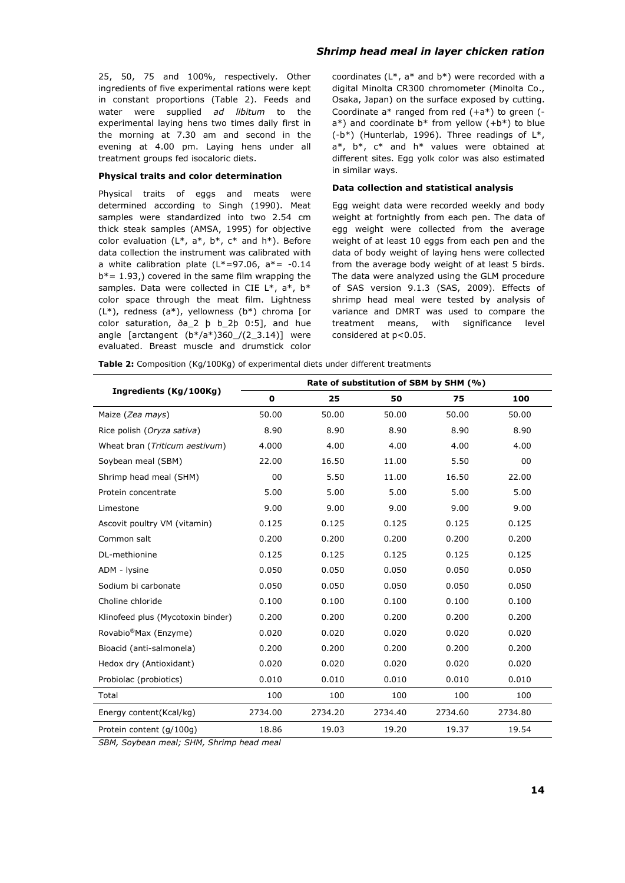25, 50, 75 and 100%, respectively. Other ingredients of five experimental rations were kept in constant proportions (Table 2). Feeds and water were supplied *ad libitum* to the experimental laying hens two times daily first in the morning at 7.30 am and second in the evening at 4.00 pm. Laying hens under all treatment groups fed isocaloric diets.

### Physical traits and color determination

Physical traits of eggs and meats were determined according to Singh (1990). Meat samples were standardized into two 2.54 cm thick steak samples (AMSA, 1995) for objective color evaluation (L*, a*, b*, c* and h*). Before data collection the instrument was calibrated with a white calibration plate (L*=97.06, a*= -0.14 b*= 1.93,) covered in the same film wrapping the samples. Data were collected in CIE L*, a*, b* color space through the meat film. Lightness (L*), redness (a*), yellowness (b*) chroma [or color saturation, ða_2 þ b_2þ 0:5], and hue angle [arctangent (b*/a*)360_/(2_3.14)] were evaluated. Breast muscle and drumstick color coordinates (L*, a* and b*) were recorded with a digital Minolta CR300 chromometer (Minolta Co., Osaka, Japan) on the surface exposed by cutting. Coordinate a* ranged from red (+a*) to green (-a*) and coordinate b* from yellow (+b*) to blue (-b*) (Hunterlab, 1996). Three readings of L*, a*, b*, c* and h* values were obtained at different sites. Egg yolk color was also estimated in similar ways.

### Data collection and statistical analysis

Egg weight data were recorded weekly and body weight at fortnightly from each pen. The data of egg weight were collected from the average weight of at least 10 eggs from each pen and the data of body weight of laying hens were collected from the average body weight of at least 5 birds. The data were analyzed using the GLM procedure of SAS version 9.1.3 (SAS, 2009). Effects of shrimp head meal were tested by analysis of variance and DMRT was used to compare the treatment means, with significance level considered at $p<0.05$.

**Table 2:** Composition (Kg/100Kg) of experimental diets under different treatments

| Ingredients (Kg/100Kg) | Rate of substitution of SBM by SHM (%) | | | | |
|---|---|---|---|---|---|
| | **0** | **25** | **50** | **75** | **100** |
| Maize (*Zea mays*) | 50.00 | 50.00 | 50.00 | 50.00 | 50.00 |
| Rice polish (*Oryza sativa*) | 8.90 | 8.90 | 8.90 | 8.90 | 8.90 |
| Wheat bran (*Triticum aestivum*) | 4.000 | 4.00 | 4.00 | 4.00 | 4.00 |
| Soybean meal (SBM) | 22.00 | 16.50 | 11.00 | 5.50 | 00 |
| Shrimp head meal (SHM) | 00 | 5.50 | 11.00 | 16.50 | 22.00 |
| Protein concentrate | 5.00 | 5.00 | 5.00 | 5.00 | 5.00 |
| Limestone | 9.00 | 9.00 | 9.00 | 9.00 | 9.00 |
| Ascovit poultry VM (vitamin) | 0.125 | 0.125 | 0.125 | 0.125 | 0.125 |
| Common salt | 0.200 | 0.200 | 0.200 | 0.200 | 0.200 |
| DL-methionine | 0.125 | 0.125 | 0.125 | 0.125 | 0.125 |
| ADM - lysine | 0.050 | 0.050 | 0.050 | 0.050 | 0.050 |
| Sodium bi carbonate | 0.050 | 0.050 | 0.050 | 0.050 | 0.050 |
| Choline chloride | 0.100 | 0.100 | 0.100 | 0.100 | 0.100 |
| Klinofeed plus (Mycotoxin binder) | 0.200 | 0.200 | 0.200 | 0.200 | 0.200 |
| Rovabio®Max (Enzyme) | 0.020 | 0.020 | 0.020 | 0.020 | 0.020 |
| Bioacid (anti-salmonela) | 0.200 | 0.200 | 0.200 | 0.200 | 0.200 |
| Hedox dry (Antioxidant) | 0.020 | 0.020 | 0.020 | 0.020 | 0.020 |
| Probiolac (probiotics) | 0.010 | 0.010 | 0.010 | 0.010 | 0.010 |
| Total | 100 | 100 | 100 | 100 | 100 |
| Energy content(Kcal/kg) | 2734.00 | 2734.20 | 2734.40 | 2734.60 | 2734.80 |
| Protein content (g/100g) | 18.86 | 19.03 | 19.20 | 19.37 | 19.54 |

*SBM, Soybean meal; SHM, Shrimp head meal*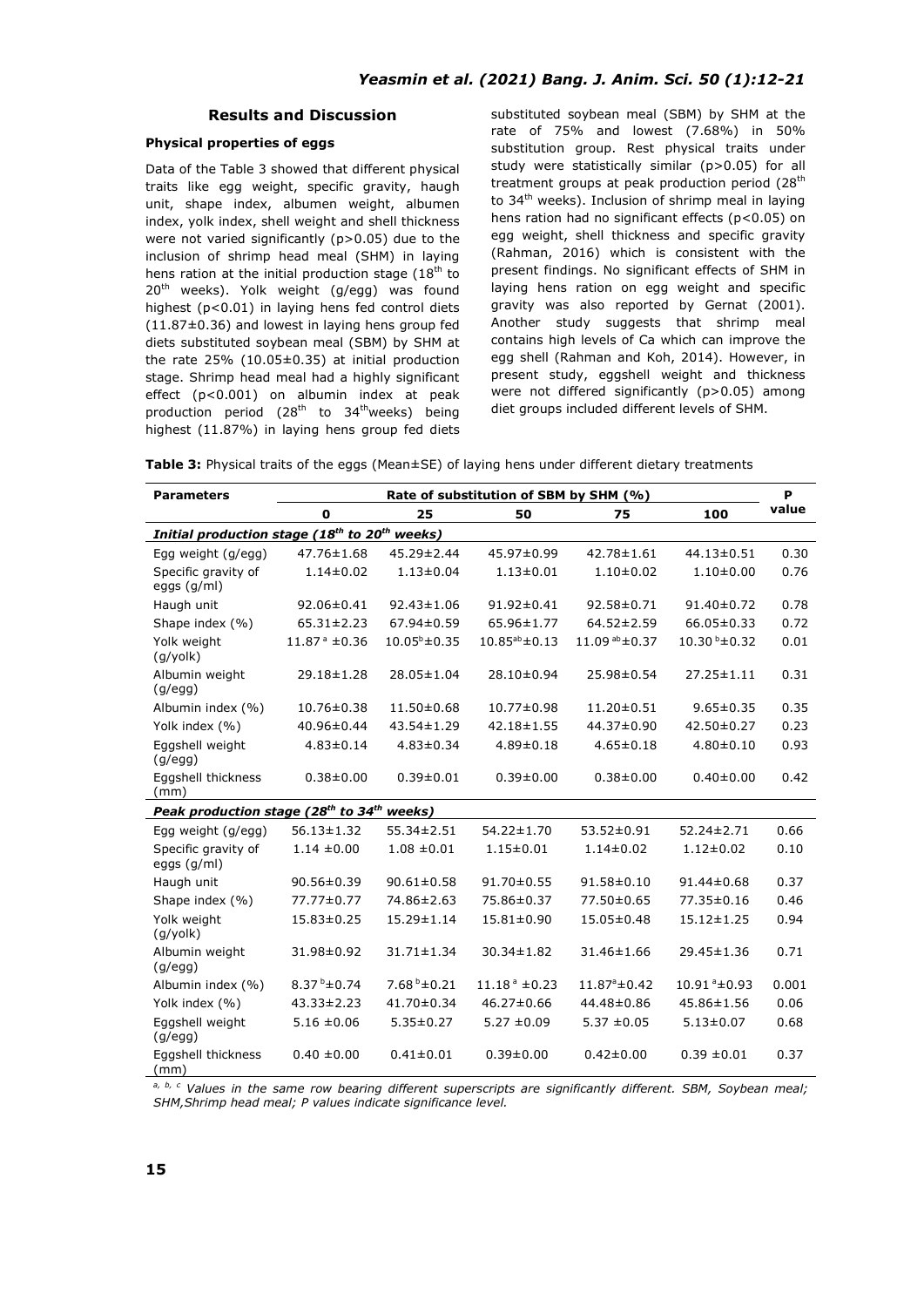## Results and Discussion

### Physical properties of eggs

Data of the Table 3 showed that different physical traits like egg weight, specific gravity, haugh unit, shape index, albumen weight, albumen index, yolk index, shell weight and shell thickness were not varied significantly ($p>0.05$) due to the inclusion of shrimp head meal (SHM) in laying hens ration at the initial production stage (18$^{th}$ to 20$^{th}$ weeks). Yolk weight (g/egg) was found highest ($p<0.01$) in laying hens fed control diets (11.87±0.36) and lowest in laying hens group fed diets substituted soybean meal (SBM) by SHM at the rate 25% (10.05±0.35) at initial production stage. Shrimp head meal had a highly significant effect ($p<0.001$) on albumin index at peak production period (28$^{th}$ to 34$^{th}$weeks) being highest (11.87%) in laying hens group fed diets substituted soybean meal (SBM) by SHM at the rate of 75% and lowest (7.68%) in 50% substitution group. Rest physical traits under study were statistically similar ($p>0.05$) for all treatment groups at peak production period (28$^{th}$ to 34$^{th}$ weeks). Inclusion of shrimp meal in laying hens ration had no significant effects ($p<0.05$) on egg weight, shell thickness and specific gravity (Rahman, 2016) which is consistent with the present findings. No significant effects of SHM in laying hens ration on egg weight and specific gravity was also reported by Gernat (2001). Another study suggests that shrimp meal contains high levels of Ca which can improve the egg shell (Rahman and Koh, 2014). However, in present study, eggshell weight and thickness were not differed significantly ($p>0.05$) among diet groups included different levels of SHM.

**Table 3:** Physical traits of the eggs (Mean±SE) of laying hens under different dietary treatments

| Parameters | Rate of substitution of SBM by SHM (%) | | | | | P value |
|---|---|---|---|---|---|---|
| | 0 | 25 | 50 | 75 | 100 | |
| ***Initial production stage (18$^{th}$ to 20$^{th}$ weeks)*** | | | | | | |
| Egg weight (g/egg) | 47.76±1.68 | 45.29±2.44 | 45.97±0.99 | 42.78±1.61 | 44.13±0.51 | 0.30 |
| Specific gravity of eggs (g/ml) | 1.14±0.02 | 1.13±0.04 | 1.13±0.01 | 1.10±0.02 | 1.10±0.00 | 0.76 |
| Haugh unit | 92.06±0.41 | 92.43±1.06 | 91.92±0.41 | 92.58±0.71 | 91.40±0.72 | 0.78 |
| Shape index (%) | 65.31±2.23 | 67.94±0.59 | 65.96±1.77 | 64.52±2.59 | 66.05±0.33 | 0.72 |
| Yolk weight (g/yolk) | 11.87$^{a}$ ±0.36 | 10.05$^{b}$±0.35 | 10.85$^{ab}$±0.13 | 11.09$^{ab}$±0.37 | 10.30$^{b}$±0.32 | 0.01 |
| Albumin weight (g/egg) | 29.18±1.28 | 28.05±1.04 | 28.10±0.94 | 25.98±0.54 | 27.25±1.11 | 0.31 |
| Albumin index (%) | 10.76±0.38 | 11.50±0.68 | 10.77±0.98 | 11.20±0.51 | 9.65±0.35 | 0.35 |
| Yolk index (%) | 40.96±0.44 | 43.54±1.29 | 42.18±1.55 | 44.37±0.90 | 42.50±0.27 | 0.23 |
| Eggshell weight (g/egg) | 4.83±0.14 | 4.83±0.34 | 4.89±0.18 | 4.65±0.18 | 4.80±0.10 | 0.93 |
| Eggshell thickness (mm) | 0.38±0.00 | 0.39±0.01 | 0.39±0.00 | 0.38±0.00 | 0.40±0.00 | 0.42 |
| ***Peak production stage (28$^{th}$ to 34$^{th}$ weeks)*** | | | | | | |
| Egg weight (g/egg) | 56.13±1.32 | 55.34±2.51 | 54.22±1.70 | 53.52±0.91 | 52.24±2.71 | 0.66 |
| Specific gravity of eggs (g/ml) | 1.14 ±0.00 | 1.08 ±0.01 | 1.15±0.01 | 1.14±0.02 | 1.12±0.02 | 0.10 |
| Haugh unit | 90.56±0.39 | 90.61±0.58 | 91.70±0.55 | 91.58±0.10 | 91.44±0.68 | 0.37 |
| Shape index (%) | 77.77±0.77 | 74.86±2.63 | 75.86±0.37 | 77.50±0.65 | 77.35±0.16 | 0.46 |
| Yolk weight (g/yolk) | 15.83±0.25 | 15.29±1.14 | 15.81±0.90 | 15.05±0.48 | 15.12±1.25 | 0.94 |
| Albumin weight (g/egg) | 31.98±0.92 | 31.71±1.34 | 30.34±1.82 | 31.46±1.66 | 29.45±1.36 | 0.71 |
| Albumin index (%) | 8.37$^{b}$±0.74 | 7.68$^{b}$±0.21 | 11.18$^{a}$ ±0.23 | 11.87$^{a}$±0.42 | 10.91$^{a}$±0.93 | 0.001 |
| Yolk index (%) | 43.33±2.23 | 41.70±0.34 | 46.27±0.66 | 44.48±0.86 | 45.86±1.56 | 0.06 |
| Eggshell weight (g/egg) | 5.16 ±0.06 | 5.35±0.27 | 5.27 ±0.09 | 5.37 ±0.05 | 5.13±0.07 | 0.68 |
| Eggshell thickness (mm) | 0.40 ±0.00 | 0.41±0.01 | 0.39±0.00 | 0.42±0.00 | 0.39 ±0.01 | 0.37 |

*$^{a, b, c}$ Values in the same row bearing different superscripts are significantly different. SBM, Soybean meal; SHM,Shrimp head meal; P values indicate significance level.*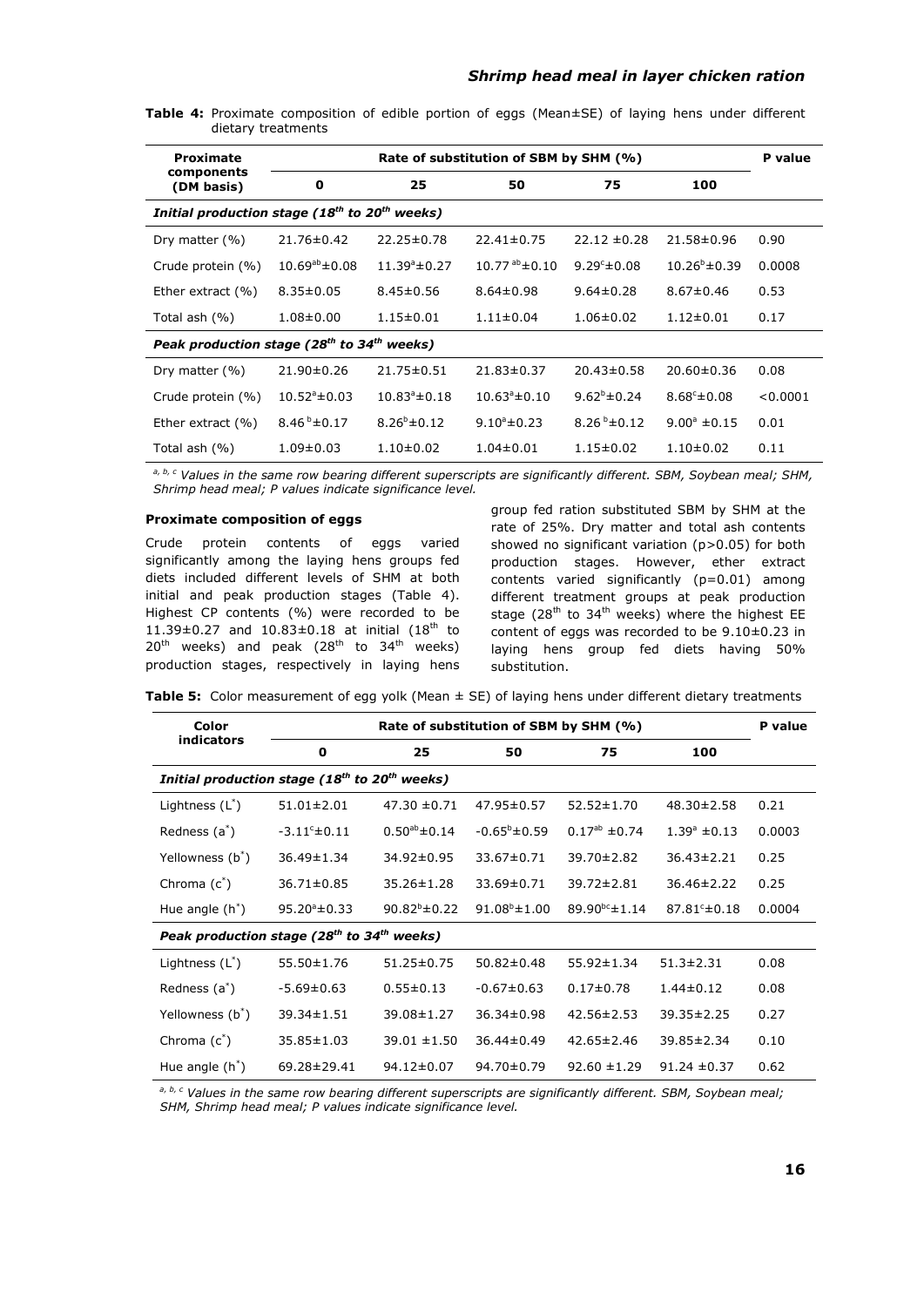**Table 4:** Proximate composition of edible portion of eggs (Mean±SE) of laying hens under different dietary treatments

| Proximate components (DM basis) | Rate of substitution of SBM by SHM (%) | | | | | P value |
|---|---|---|---|---|---|---|
| | 0 | 25 | 50 | 75 | 100 | |
| ***Initial production stage (18th to 20th weeks)*** | | | | | | |
| Dry matter (%) | 21.76±0.42 | 22.25±0.78 | 22.41±0.75 | 22.12 ±0.28 | 21.58±0.96 | 0.90 |
| Crude protein (%) | 10.69[ab]±0.08 | 11.39[a]±0.27 | 10.77[ab]±0.10 | 9.29[c]±0.08 | 10.26[b]±0.39 | 0.0008 |
| Ether extract (%) | 8.35±0.05 | 8.45±0.56 | 8.64±0.98 | 9.64±0.28 | 8.67±0.46 | 0.53 |
| Total ash (%) | 1.08±0.00 | 1.15±0.01 | 1.11±0.04 | 1.06±0.02 | 1.12±0.01 | 0.17 |
| ***Peak production stage (28th to 34th weeks)*** | | | | | | |
| Dry matter (%) | 21.90±0.26 | 21.75±0.51 | 21.83±0.37 | 20.43±0.58 | 20.60±0.36 | 0.08 |
| Crude protein (%) | 10.52[a]±0.03 | 10.83[a]±0.18 | 10.63[a]±0.10 | 9.62[b]±0.24 | 8.68[c]±0.08 | <0.0001 |
| Ether extract (%) | 8.46[b]±0.17 | 8.26[b]±0.12 | 9.10[a]±0.23 | 8.26[b]±0.12 | 9.00[a] ±0.15 | 0.01 |
| Total ash (%) | 1.09±0.03 | 1.10±0.02 | 1.04±0.01 | 1.15±0.02 | 1.10±0.02 | 0.11 |

*[a, b, c] Values in the same row bearing different superscripts are significantly different. SBM, Soybean meal; SHM, Shrimp head meal; P values indicate significance level.*

### Proximate composition of eggs

Crude protein contents of eggs varied significantly among the laying hens groups fed diets included different levels of SHM at both initial and peak production stages (Table 4). Highest CP contents (%) were recorded to be 11.39±0.27 and 10.83±0.18 at initial (18th to 20th weeks) and peak (28th to 34th weeks) production stages, respectively in laying hens group fed ration substituted SBM by SHM at the rate of 25%. Dry matter and total ash contents showed no significant variation (p>0.05) for both production stages. However, ether extract contents varied significantly (p=0.01) among different treatment groups at peak production stage (28th to 34th weeks) where the highest EE content of eggs was recorded to be 9.10±0.23 in laying hens group fed diets having 50% substitution.

**Table 5:** Color measurement of egg yolk (Mean ± SE) of laying hens under different dietary treatments

| Color indicators | Rate of substitution of SBM by SHM (%) | | | | | P value |
|---|---|---|---|---|---|---|
| | 0 | 25 | 50 | 75 | 100 | |
| ***Initial production stage (18th to 20th weeks)*** | | | | | | |
| Lightness ($L^*$) | 51.01±2.01 | 47.30 ±0.71 | 47.95±0.57 | 52.52±1.70 | 48.30±2.58 | 0.21 |
| Redness ($a^*$) | -3.11[c]±0.11 | 0.50[ab]±0.14 | -0.65[b]±0.59 | 0.17[ab] ±0.74 | 1.39[a] ±0.13 | 0.0003 |
| Yellowness ($b^*$) | 36.49±1.34 | 34.92±0.95 | 33.67±0.71 | 39.70±2.82 | 36.43±2.21 | 0.25 |
| Chroma ($c^*$) | 36.71±0.85 | 35.26±1.28 | 33.69±0.71 | 39.72±2.81 | 36.46±2.22 | 0.25 |
| Hue angle ($h^*$) | 95.20[a]±0.33 | 90.82[b]±0.22 | 91.08[b]±1.00 | 89.90[bc]±1.14 | 87.81[c]±0.18 | 0.0004 |
| ***Peak production stage (28th to 34th weeks)*** | | | | | | |
| Lightness ($L^*$) | 55.50±1.76 | 51.25±0.75 | 50.82±0.48 | 55.92±1.34 | 51.3±2.31 | 0.08 |
| Redness ($a^*$) | -5.69±0.63 | 0.55±0.13 | -0.67±0.63 | 0.17±0.78 | 1.44±0.12 | 0.08 |
| Yellowness ($b^*$) | 39.34±1.51 | 39.08±1.27 | 36.34±0.98 | 42.56±2.53 | 39.35±2.25 | 0.27 |
| Chroma ($c^*$) | 35.85±1.03 | 39.01 ±1.50 | 36.44±0.49 | 42.65±2.46 | 39.85±2.34 | 0.10 |
| Hue angle ($h^*$) | 69.28±29.41 | 94.12±0.07 | 94.70±0.79 | 92.60 ±1.29 | 91.24 ±0.37 | 0.62 |

*[a, b, c] Values in the same row bearing different superscripts are significantly different. SBM, Soybean meal; SHM, Shrimp head meal; P values indicate significance level.*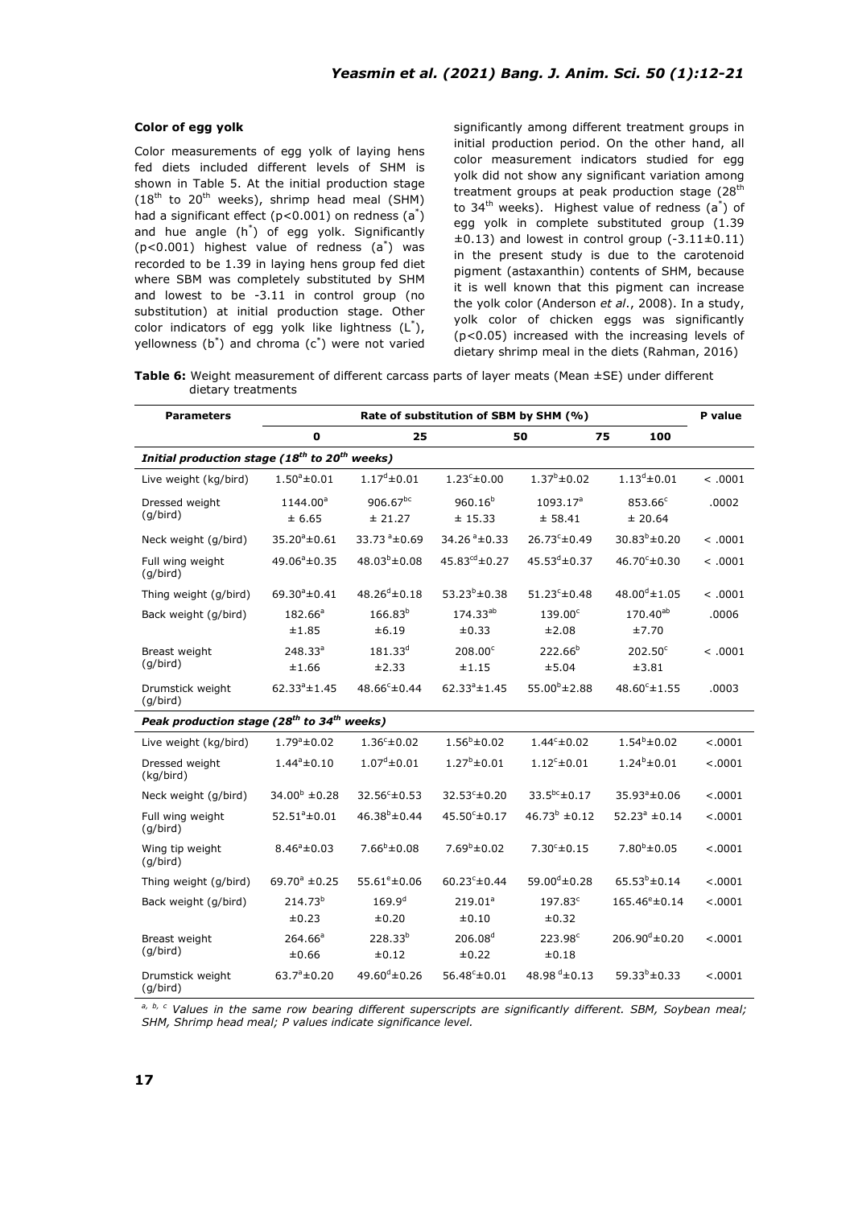### Color of egg yolk

Color measurements of egg yolk of laying hens fed diets included different levels of SHM is shown in Table 5. At the initial production stage ($18^{th}$ to $20^{th}$ weeks), shrimp head meal (SHM) had a significant effect ($p<0.001$) on redness ($a^*$) and hue angle ($h^*$) of egg yolk. Significantly ($p<0.001$) highest value of redness ($a^*$) was recorded to be 1.39 in laying hens group fed diet where SBM was completely substituted by SHM and lowest to be -3.11 in control group (no substitution) at initial production stage. Other color indicators of egg yolk like lightness ($L^*$), yellowness ($b^*$) and chroma ($c^*$) were not varied significantly among different treatment groups in initial production period. On the other hand, all color measurement indicators studied for egg yolk did not show any significant variation among treatment groups at peak production stage ($28^{th}$ to $34^{th}$ weeks). Highest value of redness ($a^*$) of egg yolk in complete substituted group (1.39 ±0.13) and lowest in control group (-3.11±0.11) in the present study is due to the carotenoid pigment (astaxanthin) contents of SHM, because it is well known that this pigment can increase the yolk color (Anderson *et al*., 2008). In a study, yolk color of chicken eggs was significantly ($p<0.05$) increased with the increasing levels of dietary shrimp meal in the diets (Rahman, 2016)

**Table 6:** Weight measurement of different carcass parts of layer meats (Mean ±SE) under different dietary treatments

| Parameters | Rate of substitution of SBM by SHM (%) | | | | | P value |
|---|---|---|---|---|---|---|
| | 0 | 25 | 50 | 75 | 100 | |
| ***Initial production stage ($18^{th}$ to $20^{th}$ weeks)*** | | | | | | |
| Live weight (kg/bird) | $1.50^a$±0.01 | $1.17^d$±0.01 | $1.23^c$±0.00 | $1.37^b$±0.02 | $1.13^d$±0.01 | < .0001 |
| Dressed weight (g/bird) | $1144.00^a$ ± 6.65 | $906.67^{bc}$ ± 21.27 | $960.16^b$ ± 15.33 | $1093.17^a$ ± 58.41 | $853.66^c$ ± 20.64 | .0002 |
| Neck weight (g/bird) | $35.20^a$±0.61 | $33.73^a$±0.69 | $34.26^a$±0.33 | $26.73^c$±0.49 | $30.83^b$±0.20 | < .0001 |
| Full wing weight (g/bird) | $49.06^a$±0.35 | $48.03^b$±0.08 | $45.83^{cd}$±0.27 | $45.53^d$±0.37 | $46.70^c$±0.30 | < .0001 |
| Thing weight (g/bird) | $69.30^a$±0.41 | $48.26^d$±0.18 | $53.23^b$±0.38 | $51.23^c$±0.48 | $48.00^d$±1.05 | < .0001 |
| Back weight (g/bird) | $182.66^a$ ±1.85 | $166.83^b$ ±6.19 | $174.33^{ab}$ ±0.33 | $139.00^c$ ±2.08 | $170.40^{ab}$ ±7.70 | .0006 |
| Breast weight (g/bird) | $248.33^a$ ±1.66 | $181.33^d$ ±2.33 | $208.00^c$ ±1.15 | $222.66^b$ ±5.04 | $202.50^c$ ±3.81 | < .0001 |
| Drumstick weight (g/bird) | $62.33^a$±1.45 | $48.66^c$±0.44 | $62.33^a$±1.45 | $55.00^b$±2.88 | $48.60^c$±1.55 | .0003 |
| ***Peak production stage ($28^{th}$ to $34^{th}$ weeks)*** | | | | | | |
| Live weight (kg/bird) | $1.79^a$±0.02 | $1.36^c$±0.02 | $1.56^b$±0.02 | $1.44^c$±0.02 | $1.54^b$±0.02 | <.0001 |
| Dressed weight (kg/bird) | $1.44^a$±0.10 | $1.07^d$±0.01 | $1.27^b$±0.01 | $1.12^c$±0.01 | $1.24^b$±0.01 | <.0001 |
| Neck weight (g/bird) | $34.00^b$ ±0.28 | $32.56^c$±0.53 | $32.53^c$±0.20 | $33.5^{bc}$±0.17 | $35.93^a$±0.06 | <.0001 |
| Full wing weight (g/bird) | $52.51^a$±0.01 | $46.38^b$±0.44 | $45.50^c$±0.17 | $46.73^b$ ±0.12 | $52.23^a$ ±0.14 | <.0001 |
| Wing tip weight (g/bird) | $8.46^a$±0.03 | $7.66^b$±0.08 | $7.69^b$±0.02 | $7.30^c$±0.15 | $7.80^b$±0.05 | <.0001 |
| Thing weight (g/bird) | $69.70^a$ ±0.25 | $55.61^e$±0.06 | $60.23^c$±0.44 | $59.00^d$±0.28 | $65.53^b$±0.14 | <.0001 |
| Back weight (g/bird) | $214.73^b$ ±0.23 | $169.9^d$ ±0.20 | $219.01^a$ ±0.10 | $197.83^c$ ±0.32 | $165.46^e$±0.14 | <.0001 |
| Breast weight (g/bird) | $264.66^a$ ±0.66 | $228.33^b$ ±0.12 | $206.08^d$ ±0.22 | $223.98^c$ ±0.18 | $206.90^d$±0.20 | <.0001 |
| Drumstick weight (g/bird) | $63.7^a$±0.20 | $49.60^d$±0.26 | $56.48^c$±0.01 | $48.98^d$±0.13 | $59.33^b$±0.33 | <.0001 |

*a, b, c Values in the same row bearing different superscripts are significantly different. SBM, Soybean meal; SHM, Shrimp head meal; P values indicate significance level.*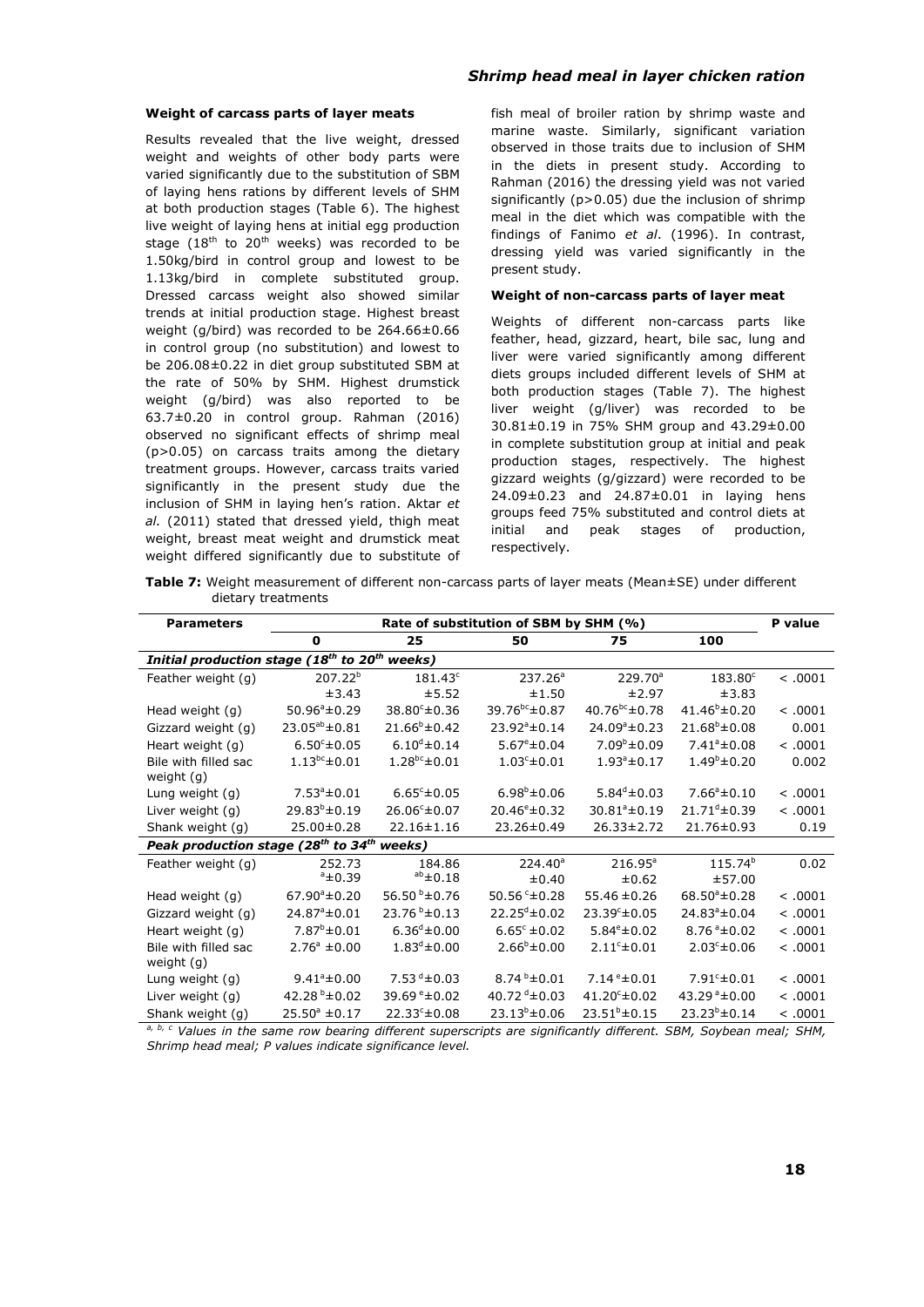### Weight of carcass parts of layer meats

Results revealed that the live weight, dressed weight and weights of other body parts were varied significantly due to the substitution of SBM of laying hens rations by different levels of SHM at both production stages (Table 6). The highest live weight of laying hens at initial egg production stage ($18^{th}$ to $20^{th}$ weeks) was recorded to be 1.50kg/bird in control group and lowest to be 1.13kg/bird in complete substituted group. Dressed carcass weight also showed similar trends at initial production stage. Highest breast weight (g/bird) was recorded to be 264.66±0.66 in control group (no substitution) and lowest to be 206.08±0.22 in diet group substituted SBM at the rate of 50% by SHM. Highest drumstick weight (g/bird) was also reported to be 63.7±0.20 in control group. Rahman (2016) observed no significant effects of shrimp meal (p>0.05) on carcass traits among the dietary treatment groups. However, carcass traits varied significantly in the present study due the inclusion of SHM in laying hen's ration. Aktar *et al.* (2011) stated that dressed yield, thigh meat weight, breast meat weight and drumstick meat weight differed significantly due to substitute of fish meal of broiler ration by shrimp waste and marine waste. Similarly, significant variation observed in those traits due to inclusion of SHM in the diets in present study. According to Rahman (2016) the dressing yield was not varied significantly (p>0.05) due the inclusion of shrimp meal in the diet which was compatible with the findings of Fanimo *et al*. (1996). In contrast, dressing yield was varied significantly in the present study.

### Weight of non-carcass parts of layer meat

Weights of different non-carcass parts like feather, head, gizzard, heart, bile sac, lung and liver were varied significantly among different diets groups included different levels of SHM at both production stages (Table 7). The highest liver weight (g/liver) was recorded to be 30.81±0.19 in 75% SHM group and 43.29±0.00 in complete substitution group at initial and peak production stages, respectively. The highest gizzard weights (g/gizzard) were recorded to be 24.09±0.23 and 24.87±0.01 in laying hens groups feed 75% substituted and control diets at initial and peak stages of production, respectively.

**Table 7:** Weight measurement of different non-carcass parts of layer meats (Mean±SE) under different dietary treatments

| Parameters | Rate of substitution of SBM by SHM (%) | | | | | P value |
|---|---|---|---|---|---|---|
| | 0 | 25 | 50 | 75 | 100 | |
| ***Initial production stage ($18^{th}$ to $20^{th}$ weeks)*** | | | | | | |
| Feather weight (g) | $207.22^{b}$ ±3.43 | $181.43^{c}$ ±5.52 | $237.26^{a}$ ±1.50 | $229.70^{a}$ ±2.97 | $183.80^{c}$ ±3.83 | < .0001 |
| Head weight (g) | $50.96^{a}$±0.29 | $38.80^{c}$±0.36 | $39.76^{bc}$±0.87 | $40.76^{bc}$±0.78 | $41.46^{b}$±0.20 | < .0001 |
| Gizzard weight (g) | $23.05^{ab}$±0.81 | $21.66^{b}$±0.42 | $23.92^{a}$±0.14 | $24.09^{a}$±0.23 | $21.68^{b}$±0.08 | 0.001 |
| Heart weight (g) | $6.50^{c}$±0.05 | $6.10^{d}$±0.14 | $5.67^{e}$±0.04 | $7.09^{b}$±0.09 | $7.41^{a}$±0.08 | < .0001 |
| Bile with filled sac weight (g) | $1.13^{bc}$±0.01 | $1.28^{bc}$±0.01 | $1.03^{c}$±0.01 | $1.93^{a}$±0.17 | $1.49^{b}$±0.20 | 0.002 |
| Lung weight (g) | $7.53^{a}$±0.01 | $6.65^{c}$±0.05 | $6.98^{b}$±0.06 | $5.84^{d}$±0.03 | $7.66^{a}$±0.10 | < .0001 |
| Liver weight (g) | $29.83^{b}$±0.19 | $26.06^{c}$±0.07 | $20.46^{e}$±0.32 | $30.81^{a}$±0.19 | $21.71^{d}$±0.39 | < .0001 |
| Shank weight (g) | 25.00±0.28 | 22.16±1.16 | 23.26±0.49 | 26.33±2.72 | 21.76±0.93 | 0.19 |
| ***Peak production stage ($28^{th}$ to $34^{th}$ weeks)*** | | | | | | |
| Feather weight (g) | 252.73 $^{a}$±0.39 | 184.86 $^{ab}$±0.18 | $224.40^{a}$ ±0.40 | $216.95^{a}$ ±0.62 | $115.74^{b}$ ±57.00 | 0.02 |
| Head weight (g) | $67.90^{a}$±0.20 | 56.50 $^{b}$±0.76 | 50.56 $^{c}$±0.28 | 55.46 ±0.26 | $68.50^{a}$±0.28 | < .0001 |
| Gizzard weight (g) | $24.87^{a}$±0.01 | 23.76 $^{b}$±0.13 | $22.25^{d}$±0.02 | $23.39^{c}$±0.05 | $24.83^{a}$±0.04 | < .0001 |
| Heart weight (g) | $7.87^{b}$±0.01 | $6.36^{d}$±0.00 | $6.65^{c}$ ±0.02 | $5.84^{e}$±0.02 | 8.76 $^{a}$±0.02 | < .0001 |
| Bile with filled sac weight (g) | $2.76^{a}$ ±0.00 | $1.83^{d}$±0.00 | $2.66^{b}$±0.00 | $2.11^{c}$±0.01 | $2.03^{c}$±0.06 | < .0001 |
| Lung weight (g) | $9.41^{a}$±0.00 | 7.53 $^{d}$±0.03 | 8.74 $^{b}$±0.01 | 7.14 $^{e}$±0.01 | $7.91^{c}$±0.01 | < .0001 |
| Liver weight (g) | 42.28 $^{b}$±0.02 | 39.69 $^{e}$±0.02 | 40.72 $^{d}$±0.03 | $41.20^{c}$±0.02 | 43.29 $^{a}$±0.00 | < .0001 |
| Shank weight (g) | $25.50^{a}$ ±0.17 | $22.33^{c}$±0.08 | $23.13^{b}$±0.06 | $23.51^{b}$±0.15 | $23.23^{b}$±0.14 | < .0001 |

*[a, b, c] Values in the same row bearing different superscripts are significantly different. SBM, Soybean meal; SHM, Shrimp head meal; P values indicate significance level.*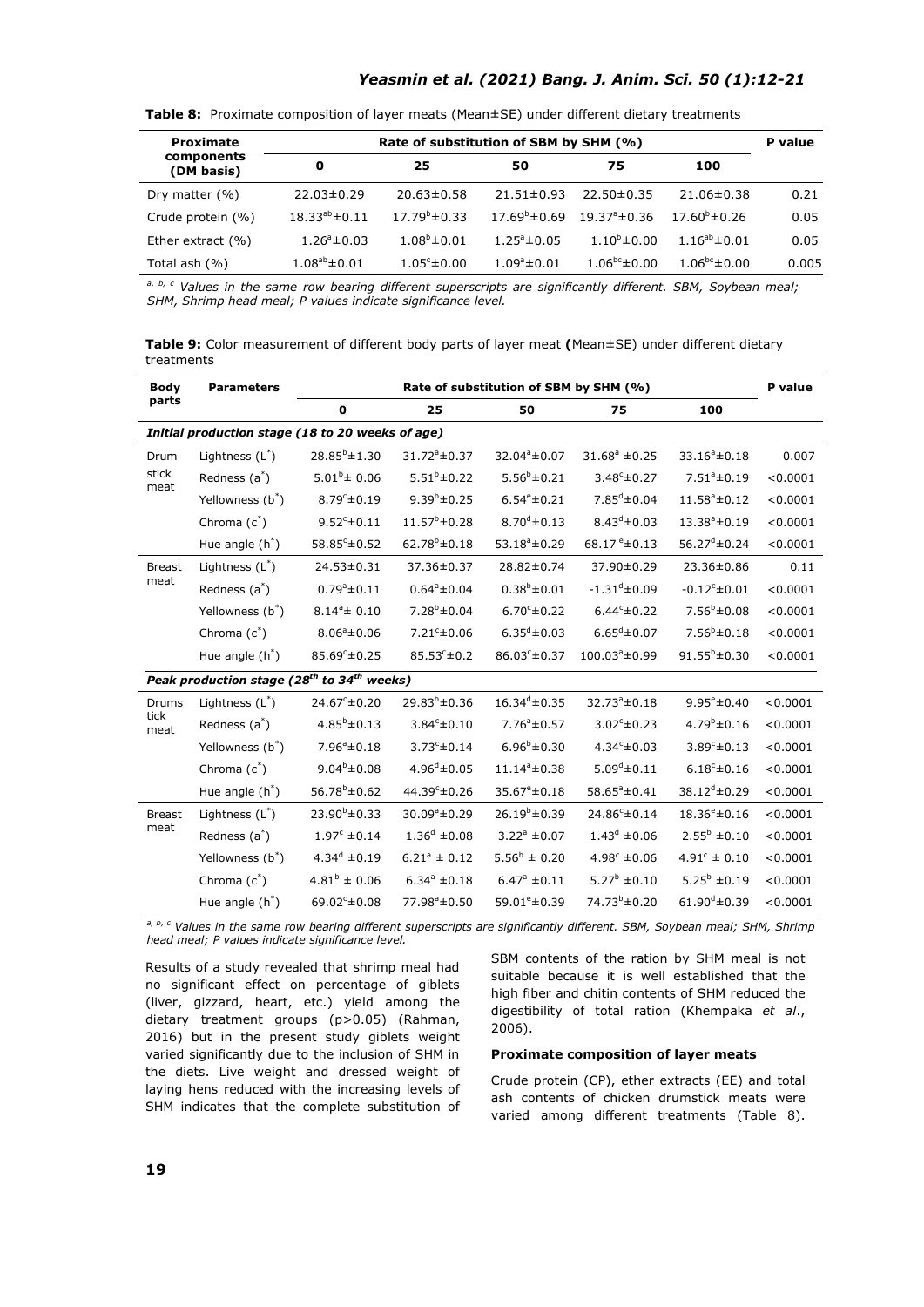**Table 8:** Proximate composition of layer meats (Mean±SE) under different dietary treatments

| Proximate components (DM basis) | Rate of substitution of SBM by SHM (%) | | | | | P value |
|---|---|---|---|---|---|---|
| | 0 | 25 | 50 | 75 | 100 | |
| Dry matter (%) | 22.03±0.29 | 20.63±0.58 | 21.51±0.93 | 22.50±0.35 | 21.06±0.38 | 0.21 |
| Crude protein (%) | $18.33^{ab}$±0.11 | $17.79^{b}$±0.33 | $17.69^{b}$±0.69 | $19.37^{a}$±0.36 | $17.60^{b}$±0.26 | 0.05 |
| Ether extract (%) | $1.26^{a}$±0.03 | $1.08^{b}$±0.01 | $1.25^{a}$±0.05 | $1.10^{b}$±0.00 | $1.16^{ab}$±0.01 | 0.05 |
| Total ash (%) | $1.08^{ab}$±0.01 | $1.05^{c}$±0.00 | $1.09^{a}$±0.01 | $1.06^{bc}$±0.00 | $1.06^{bc}$±0.00 | 0.005 |

*a, b, c Values in the same row bearing different superscripts are significantly different. SBM, Soybean meal; SHM, Shrimp head meal; P values indicate significance level.*

**Table 9:** Color measurement of different body parts of layer meat **(**Mean±SE) under different dietary treatments

| Body parts | Parameters | Rate of substitution of SBM by SHM (%) | | | | | P value |
|---|---|---|---|---|---|---|---|
| | | 0 | 25 | 50 | 75 | 100 | |
| ***Initial production stage (18 to 20 weeks of age)*** | | | | | | | |
| Drum stick meat | Lightness ($L^*$) | $28.85^{b}$±1.30 | $31.72^{a}$±0.37 | $32.04^{a}$±0.07 | $31.68^{a}$ ±0.25 | $33.16^{a}$±0.18 | 0.007 |
| | Redness ($a^*$) | $5.01^{b}$± 0.06 | $5.51^{b}$±0.22 | $5.56^{b}$±0.21 | $3.48^{c}$±0.27 | $7.51^{a}$±0.19 | <0.0001 |
| | Yellowness ($b^*$) | $8.79^{c}$±0.19 | $9.39^{b}$±0.25 | $6.54^{e}$±0.21 | $7.85^{d}$±0.04 | $11.58^{a}$±0.12 | <0.0001 |
| | Chroma ($c^*$) | $9.52^{c}$±0.11 | $11.57^{b}$±0.28 | $8.70^{d}$±0.13 | $8.43^{d}$±0.03 | $13.38^{a}$±0.19 | <0.0001 |
| | Hue angle ($h^*$) | $58.85^{c}$±0.52 | $62.78^{b}$±0.18 | $53.18^{a}$±0.29 | $68.17^{e}$±0.13 | $56.27^{d}$±0.24 | <0.0001 |
| Breast meat | Lightness ($L^*$) | 24.53±0.31 | 37.36±0.37 | 28.82±0.74 | 37.90±0.29 | 23.36±0.86 | 0.11 |
| | Redness ($a^*$) | $0.79^{a}$±0.11 | $0.64^{a}$±0.04 | $0.38^{b}$±0.01 | $-1.31^{d}$±0.09 | $-0.12^{c}$±0.01 | <0.0001 |
| | Yellowness ($b^*$) | $8.14^{a}$± 0.10 | $7.28^{b}$±0.04 | $6.70^{c}$±0.22 | $6.44^{c}$±0.22 | $7.56^{b}$±0.08 | <0.0001 |
| | Chroma ($c^*$) | $8.06^{a}$±0.06 | $7.21^{c}$±0.06 | $6.35^{d}$±0.03 | $6.65^{d}$±0.07 | $7.56^{b}$±0.18 | <0.0001 |
| | Hue angle ($h^*$) | $85.69^{c}$±0.25 | $85.53^{c}$±0.2 | $86.03^{c}$±0.37 | $100.03^{a}$±0.99 | $91.55^{b}$±0.30 | <0.0001 |
| ***Peak production stage ($28^{th}$ to $34^{th}$ weeks)*** | | | | | | | |
| Drums tick meat | Lightness ($L^*$) | $24.67^{c}$±0.20 | $29.83^{b}$±0.36 | $16.34^{d}$±0.35 | $32.73^{a}$±0.18 | $9.95^{e}$±0.40 | <0.0001 |
| | Redness ($a^*$) | $4.85^{b}$±0.13 | $3.84^{c}$±0.10 | $7.76^{a}$±0.57 | $3.02^{c}$±0.23 | $4.79^{b}$±0.16 | <0.0001 |
| | Yellowness ($b^*$) | $7.96^{a}$±0.18 | $3.73^{c}$±0.14 | $6.96^{b}$±0.30 | $4.34^{c}$±0.03 | $3.89^{c}$±0.13 | <0.0001 |
| | Chroma ($c^*$) | $9.04^{b}$±0.08 | $4.96^{d}$±0.05 | $11.14^{a}$±0.38 | $5.09^{d}$±0.11 | $6.18^{c}$±0.16 | <0.0001 |
| | Hue angle ($h^*$) | $56.78^{b}$±0.62 | $44.39^{c}$±0.26 | $35.67^{e}$±0.18 | $58.65^{a}$±0.41 | $38.12^{d}$±0.29 | <0.0001 |
| Breast meat | Lightness ($L^*$) | $23.90^{b}$±0.33 | $30.09^{a}$±0.29 | $26.19^{b}$±0.39 | $24.86^{c}$±0.14 | $18.36^{e}$±0.16 | <0.0001 |
| | Redness ($a^*$) | $1.97^{c}$ ±0.14 | $1.36^{d}$ ±0.08 | $3.22^{a}$ ±0.07 | $1.43^{d}$ ±0.06 | $2.55^{b}$ ±0.10 | <0.0001 |
| | Yellowness ($b^*$) | $4.34^{d}$ ±0.19 | $6.21^{a}$ ± 0.12 | $5.56^{b}$ ± 0.20 | $4.98^{c}$ ±0.06 | $4.91^{c}$ ± 0.10 | <0.0001 |
| | Chroma ($c^*$) | $4.81^{b}$ ± 0.06 | $6.34^{a}$ ±0.18 | $6.47^{a}$ ±0.11 | $5.27^{b}$ ±0.10 | $5.25^{b}$ ±0.19 | <0.0001 |
| | Hue angle ($h^*$) | $69.02^{c}$±0.08 | $77.98^{a}$±0.50 | $59.01^{e}$±0.39 | $74.73^{b}$±0.20 | $61.90^{d}$±0.39 | <0.0001 |

*a, b, c Values in the same row bearing different superscripts are significantly different. SBM, Soybean meal; SHM, Shrimp head meal; P values indicate significance level.*

Results of a study revealed that shrimp meal had no significant effect on percentage of giblets (liver, gizzard, heart, etc.) yield among the dietary treatment groups (p>0.05) (Rahman, 2016) but in the present study giblets weight varied significantly due to the inclusion of SHM in the diets. Live weight and dressed weight of laying hens reduced with the increasing levels of SHM indicates that the complete substitution of SBM contents of the ration by SHM meal is not suitable because it is well established that the high fiber and chitin contents of SHM reduced the digestibility of total ration (Khempaka *et al*., 2006).

#### Proximate composition of layer meats

Crude protein (CP), ether extracts (EE) and total ash contents of chicken drumstick meats were varied among different treatments (Table 8).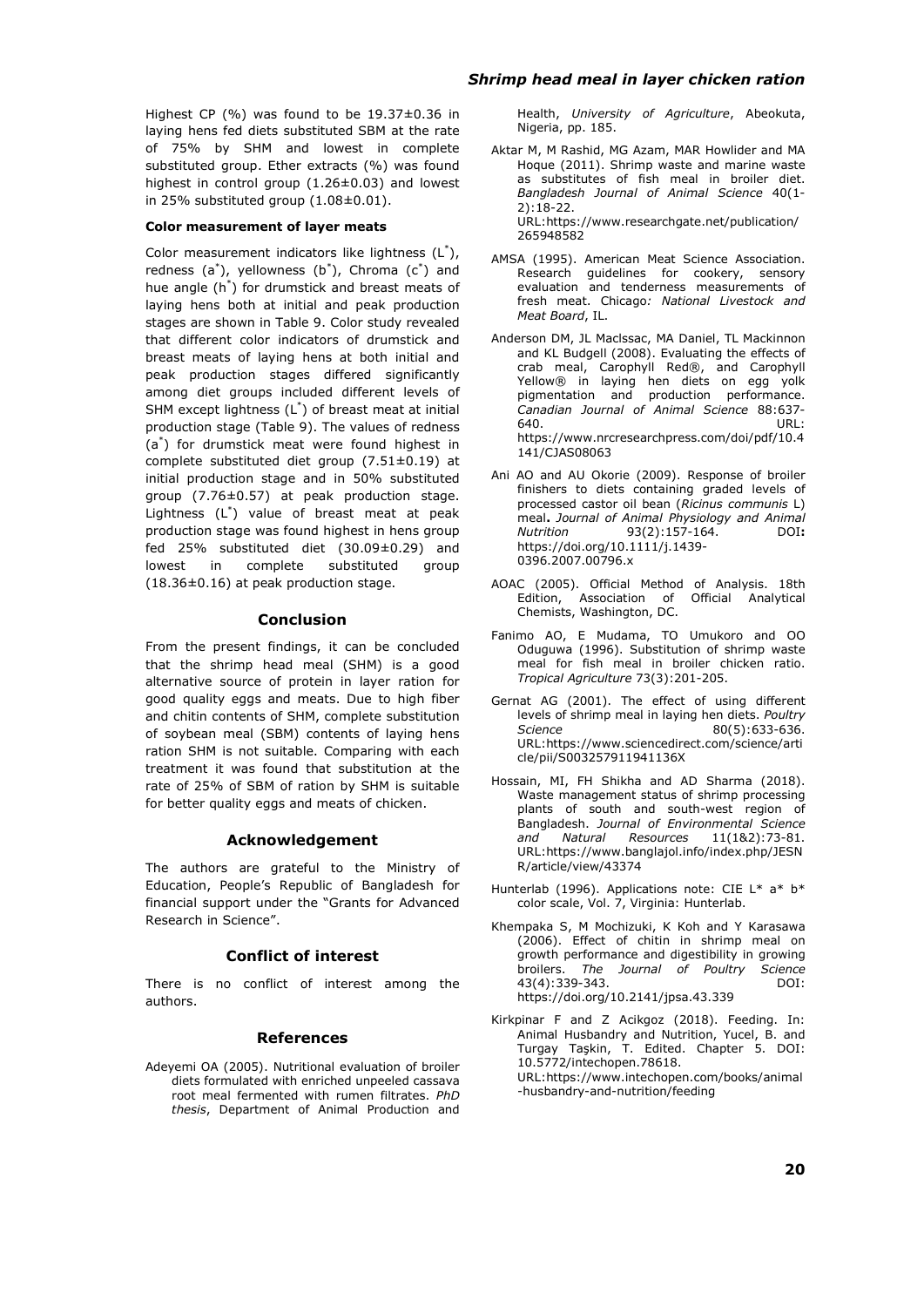Highest CP (%) was found to be 19.37±0.36 in laying hens fed diets substituted SBM at the rate of 75% by SHM and lowest in complete substituted group. Ether extracts (%) was found highest in control group (1.26±0.03) and lowest in 25% substituted group (1.08±0.01).

#### Color measurement of layer meats

Color measurement indicators like lightness ($L^*$), redness ($a^*$), yellowness ($b^*$), Chroma ($c^*$) and hue angle ($h^*$) for drumstick and breast meats of laying hens both at initial and peak production stages are shown in Table 9. Color study revealed that different color indicators of drumstick and breast meats of laying hens at both initial and peak production stages differed significantly among diet groups included different levels of SHM except lightness ($L^*$) of breast meat at initial production stage (Table 9). The values of redness ($a^*$) for drumstick meat were found highest in complete substituted diet group (7.51±0.19) at initial production stage and in 50% substituted group (7.76±0.57) at peak production stage. Lightness ($L^*$) value of breast meat at peak production stage was found highest in hens group fed 25% substituted diet (30.09±0.29) and lowest in complete substituted group (18.36±0.16) at peak production stage.

## Conclusion

From the present findings, it can be concluded that the shrimp head meal (SHM) is a good alternative source of protein in layer ration for good quality eggs and meats. Due to high fiber and chitin contents of SHM, complete substitution of soybean meal (SBM) contents of laying hens ration SHM is not suitable. Comparing with each treatment it was found that substitution at the rate of 25% of SBM of ration by SHM is suitable for better quality eggs and meats of chicken.

## Acknowledgement

The authors are grateful to the Ministry of Education, People's Republic of Bangladesh for financial support under the "Grants for Advanced Research in Science".

## Conflict of interest

There is no conflict of interest among the authors.

## References

Adeyemi OA (2005). Nutritional evaluation of broiler diets formulated with enriched unpeeled cassava root meal fermented with rumen filtrates. *PhD thesis*, Department of Animal Production and Health, *University of Agriculture*, Abeokuta, Nigeria, pp. 185.

Aktar M, M Rashid, MG Azam, MAR Howlider and MA Hoque (2011). Shrimp waste and marine waste as substitutes of fish meal in broiler diet. *Bangladesh Journal of Animal Science* 40(1-2):18-22. URL:https://www.researchgate.net/publication/265948582

AMSA (1995). American Meat Science Association. Research guidelines for cookery, sensory evaluation and tenderness measurements of fresh meat. Chicago*: National Livestock and Meat Board*, IL.

Anderson DM, JL MacIssac, MA Daniel, TL Mackinnon and KL Budgell (2008). Evaluating the effects of crab meal, Carophyll Red®, and Carophyll Yellow® in laying hen diets on egg yolk pigmentation and production performance. *Canadian Journal of Animal Science* 88:637-640. URL: https://www.nrcresearchpress.com/doi/pdf/10.4141/CJAS08063

Ani AO and AU Okorie (2009). Response of broiler finishers to diets containing graded levels of processed castor oil bean (*Ricinus communis* L) meal**.** *Journal of Animal Physiology and Animal Nutrition* 93(2):157-164. DOI**:** https://doi.org/10.1111/j.1439-0396.2007.00796.x

AOAC (2005). Official Method of Analysis. 18th Edition, Association of Official Analytical Chemists, Washington, DC.

Fanimo AO, E Mudama, TO Umukoro and OO Oduguwa (1996). Substitution of shrimp waste meal for fish meal in broiler chicken ratio. *Tropical Agriculture* 73(3):201-205.

Gernat AG (2001). The effect of using different levels of shrimp meal in laying hen diets. *Poultry Science* 80(5):633-636. URL:https://www.sciencedirect.com/science/article/pii/S003257911941136X

Hossain, MI, FH Shikha and AD Sharma (2018). Waste management status of shrimp processing plants of south and south-west region of Bangladesh. *Journal of Environmental Science and Natural Resources* 11(1&2):73-81. URL:https://www.banglajol.info/index.php/JESNR/article/view/43374

Hunterlab (1996). Applications note: CIE L* a* b* color scale, Vol. 7, Virginia: Hunterlab.

Khempaka S, M Mochizuki, K Koh and Y Karasawa (2006). Effect of chitin in shrimp meal on growth performance and digestibility in growing broilers. *The Journal of Poultry Science* 43(4):339-343. DOI: https://doi.org/10.2141/jpsa.43.339

Kirkpinar F and Z Acikgoz (2018). Feeding. In: Animal Husbandry and Nutrition, Yucel, B. and Turgay Taşkin, T. Edited. Chapter 5. DOI: 10.5772/intechopen.78618. URL:https://www.intechopen.com/books/animal-husbandry-and-nutrition/feeding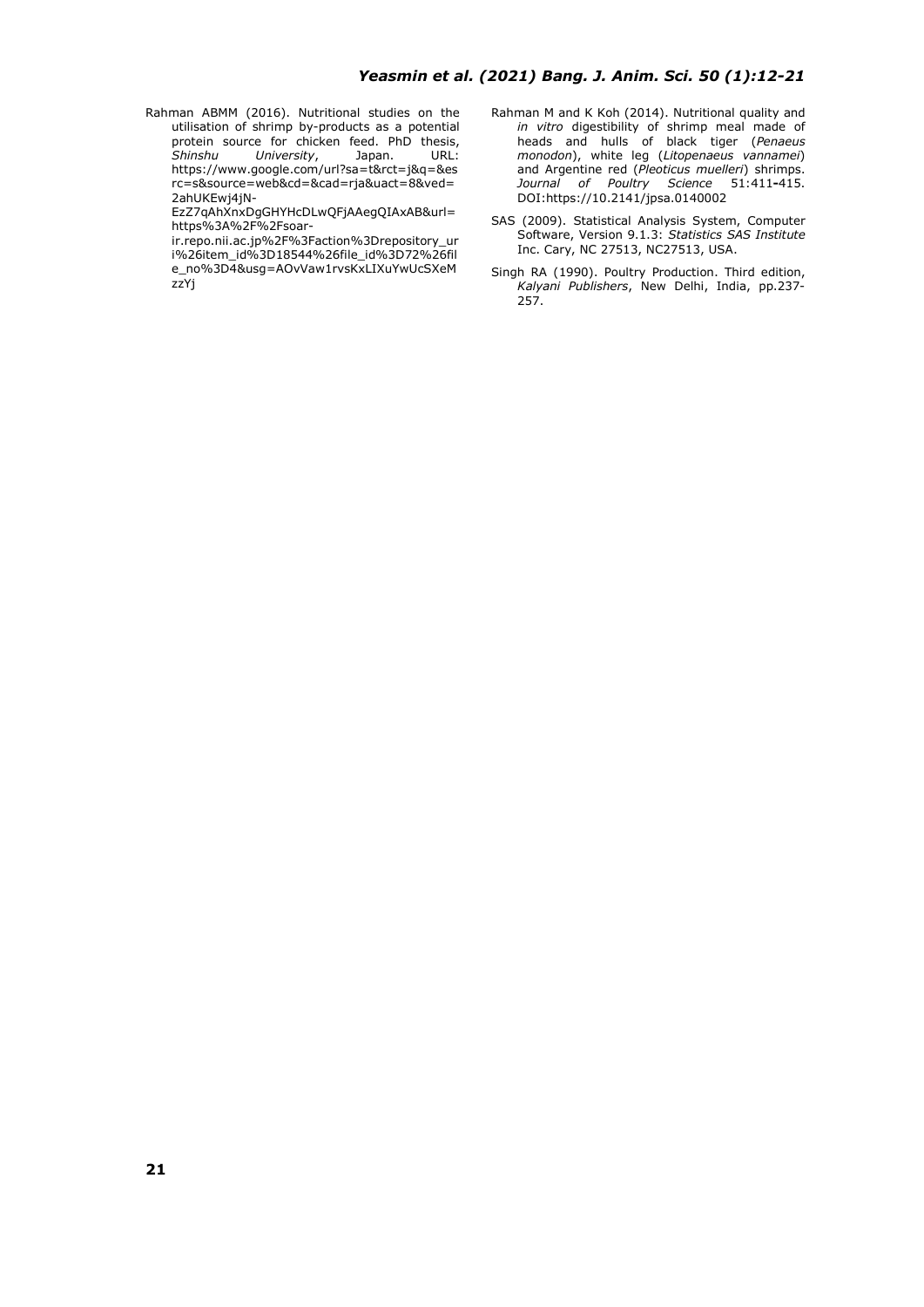Rahman ABMM (2016). Nutritional studies on the utilisation of shrimp by-products as a potential protein source for chicken feed. PhD thesis, *Shinshu University*, Japan. URL: https://www.google.com/url?sa=t&rct=j&q=&esrc=s&source=web&cd=&cad=rja&uact=8&ved=2ahUKEwj4jN-EzZ7qAhXnxDgGHYHcDLwQFjAAegQIAxAB&url=https%3A%2F%2Fsoar-ir.repo.nii.ac.jp%2F%3Faction%3Drepository_uri%26item_id%3D18544%26file_id%3D72%26file_no%3D4&usg=AOvVaw1rvsKxLIXuYwUcSXeMzzYj

Rahman M and K Koh (2014). Nutritional quality and *in vitro* digestibility of shrimp meal made of heads and hulls of black tiger (*Penaeus monodon*), white leg (*Litopenaeus vannamei*) and Argentine red (*Pleoticus muelleri*) shrimps. *Journal of Poultry Science* 51:411-415. DOI:https://10.2141/jpsa.0140002

SAS (2009). Statistical Analysis System, Computer Software, Version 9.1.3: *Statistics SAS Institute* Inc. Cary, NC 27513, NC27513, USA.

Singh RA (1990). Poultry Production. Third edition, *Kalyani Publishers*, New Delhi, India, pp.237-257.